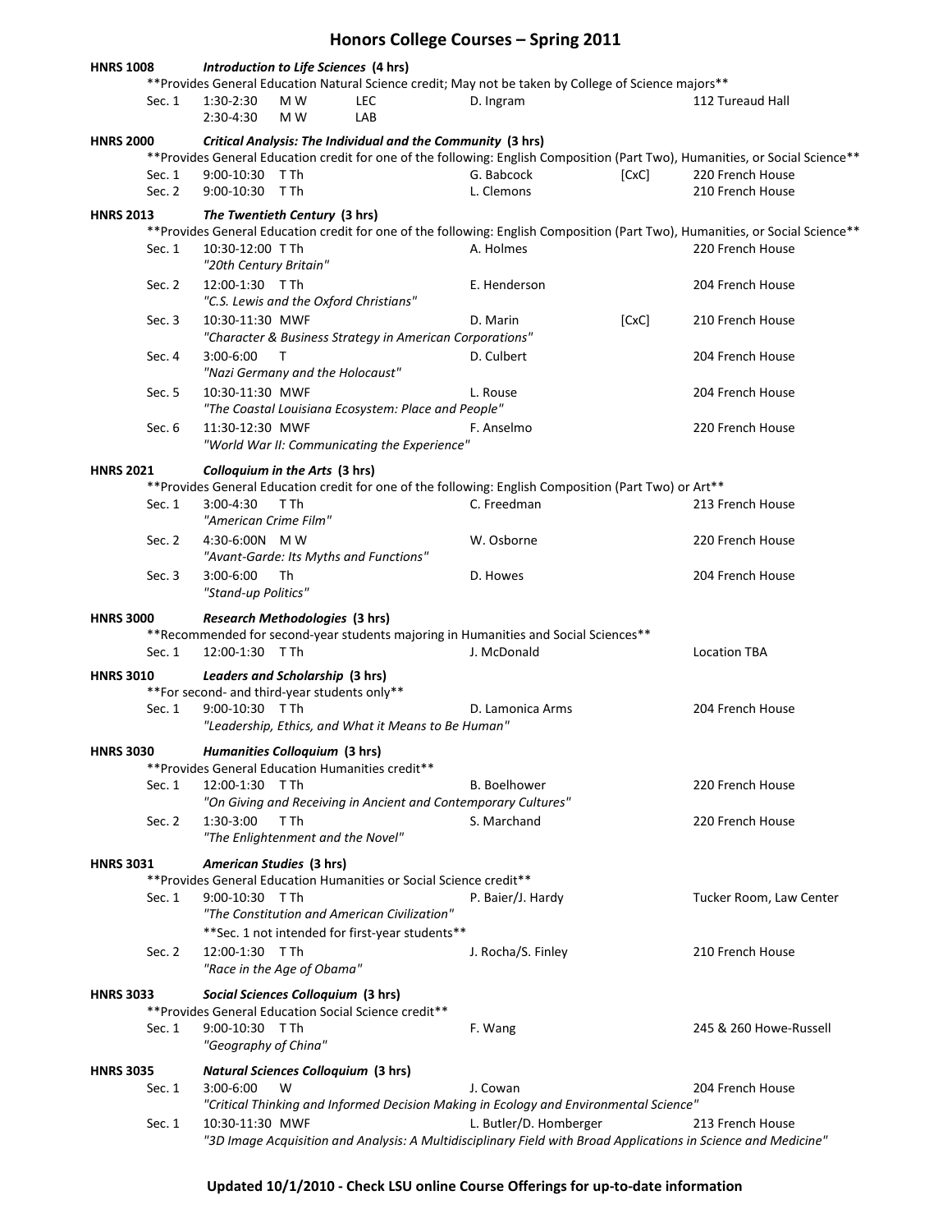# Honors College Courses – Spring 2011

**HNRS 1008** ***Introduction to Life Sciences*** **(4 hrs)**

**Provides General Education Natural Science credit; May not be taken by College of Science majors**

| Sec. | Time | Days | Type | Instructor | | Location |
|---|---|---|---|---|---|---|
| Sec. 1 | 1:30-2:30 | M W | LEC | D. Ingram | | 112 Tureaud Hall |
| | 2:30-4:30 | M W | LAB | | | |

**HNRS 2000** ***Critical Analysis: The Individual and the Community*** **(3 hrs)**

**Provides General Education credit for one of the following: English Composition (Part Two), Humanities, or Social Science**

| Sec. | Time | Days | Instructor | | Location |
|---|---|---|---|---|---|
| Sec. 1 | 9:00-10:30 | T Th | G. Babcock | [CxC] | 220 French House |
| Sec. 2 | 9:00-10:30 | T Th | L. Clemons | | 210 French House |

**HNRS 2013** ***The Twentieth Century*** **(3 hrs)**

**Provides General Education credit for one of the following: English Composition (Part Two), Humanities, or Social Science**

| Sec. | Time | Days | Instructor | | Location |
|---|---|---|---|---|---|
| Sec. 1 | 10:30-12:00 | T Th | A. Holmes | | 220 French House |
| | *"20th Century Britain"* | | | | |
| Sec. 2 | 12:00-1:30 | T Th | E. Henderson | | 204 French House |
| | *"C.S. Lewis and the Oxford Christians"* | | | | |
| Sec. 3 | 10:30-11:30 | MWF | D. Marin | [CxC] | 210 French House |
| | *"Character & Business Strategy in American Corporations"* | | | | |
| Sec. 4 | 3:00-6:00 | T | D. Culbert | | 204 French House |
| | *"Nazi Germany and the Holocaust"* | | | | |
| Sec. 5 | 10:30-11:30 | MWF | L. Rouse | | 204 French House |
| | *"The Coastal Louisiana Ecosystem: Place and People"* | | | | |
| Sec. 6 | 11:30-12:30 | MWF | F. Anselmo | | 220 French House |
| | *"World War II: Communicating the Experience"* | | | | |

**HNRS 2021** ***Colloquium in the Arts*** **(3 hrs)**

**Provides General Education credit for one of the following: English Composition (Part Two) or Art**

| Sec. | Time | Days | Instructor | Location |
|---|---|---|---|---|
| Sec. 1 | 3:00-4:30 | T Th | C. Freedman | 213 French House |
| | *"American Crime Film"* | | | |
| Sec. 2 | 4:30-6:00N | M W | W. Osborne | 220 French House |
| | *"Avant-Garde: Its Myths and Functions"* | | | |
| Sec. 3 | 3:00-6:00 | Th | D. Howes | 204 French House |
| | *"Stand-up Politics"* | | | |

**HNRS 3000** ***Research Methodologies*** **(3 hrs)**

**Recommended for second-year students majoring in Humanities and Social Sciences**

| Sec. | Time | Days | Instructor | Location |
|---|---|---|---|---|
| Sec. 1 | 12:00-1:30 | T Th | J. McDonald | Location TBA |

**HNRS 3010** ***Leaders and Scholarship*** **(3 hrs)**

**For second- and third-year students only**

| Sec. | Time | Days | Instructor | Location |
|---|---|---|---|---|
| Sec. 1 | 9:00-10:30 | T Th | D. Lamonica Arms | 204 French House |
| | *"Leadership, Ethics, and What it Means to Be Human"* | | | |

**HNRS 3030** ***Humanities Colloquium*** **(3 hrs)**

**Provides General Education Humanities credit**

| Sec. | Time | Days | Instructor | Location |
|---|---|---|---|---|
| Sec. 1 | 12:00-1:30 | T Th | B. Boelhower | 220 French House |
| | *"On Giving and Receiving in Ancient and Contemporary Cultures"* | | | |
| Sec. 2 | 1:30-3:00 | T Th | S. Marchand | 220 French House |
| | *"The Enlightenment and the Novel"* | | | |

**HNRS 3031** ***American Studies*** **(3 hrs)**

**Provides General Education Humanities or Social Science credit**

| Sec. | Time | Days | Instructor | Location |
|---|---|---|---|---|
| Sec. 1 | 9:00-10:30 | T Th | P. Baier/J. Hardy | Tucker Room, Law Center |
| | *"The Constitution and American Civilization"* | | | |
| | **Sec. 1 not intended for first-year students** | | | |
| Sec. 2 | 12:00-1:30 | T Th | J. Rocha/S. Finley | 210 French House |
| | *"Race in the Age of Obama"* | | | |

**HNRS 3033** ***Social Sciences Colloquium*** **(3 hrs)**

**Provides General Education Social Science credit**

| Sec. | Time | Days | Instructor | Location |
|---|---|---|---|---|
| Sec. 1 | 9:00-10:30 | T Th | F. Wang | 245 & 260 Howe-Russell |
| | *"Geography of China"* | | | |

**HNRS 3035** ***Natural Sciences Colloquium*** **(3 hrs)**

| Sec. | Time | Days | Instructor | Location |
|---|---|---|---|---|
| Sec. 1 | 3:00-6:00 | W | J. Cowan | 204 French House |
| | *"Critical Thinking and Informed Decision Making in Ecology and Environmental Science"* | | | |
| Sec. 1 | 10:30-11:30 | MWF | L. Butler/D. Homberger | 213 French House |
| | *"3D Image Acquisition and Analysis: A Multidisciplinary Field with Broad Applications in Science and Medicine"* | | | |

**Updated 10/1/2010 - Check LSU online Course Offerings for up-to-date information**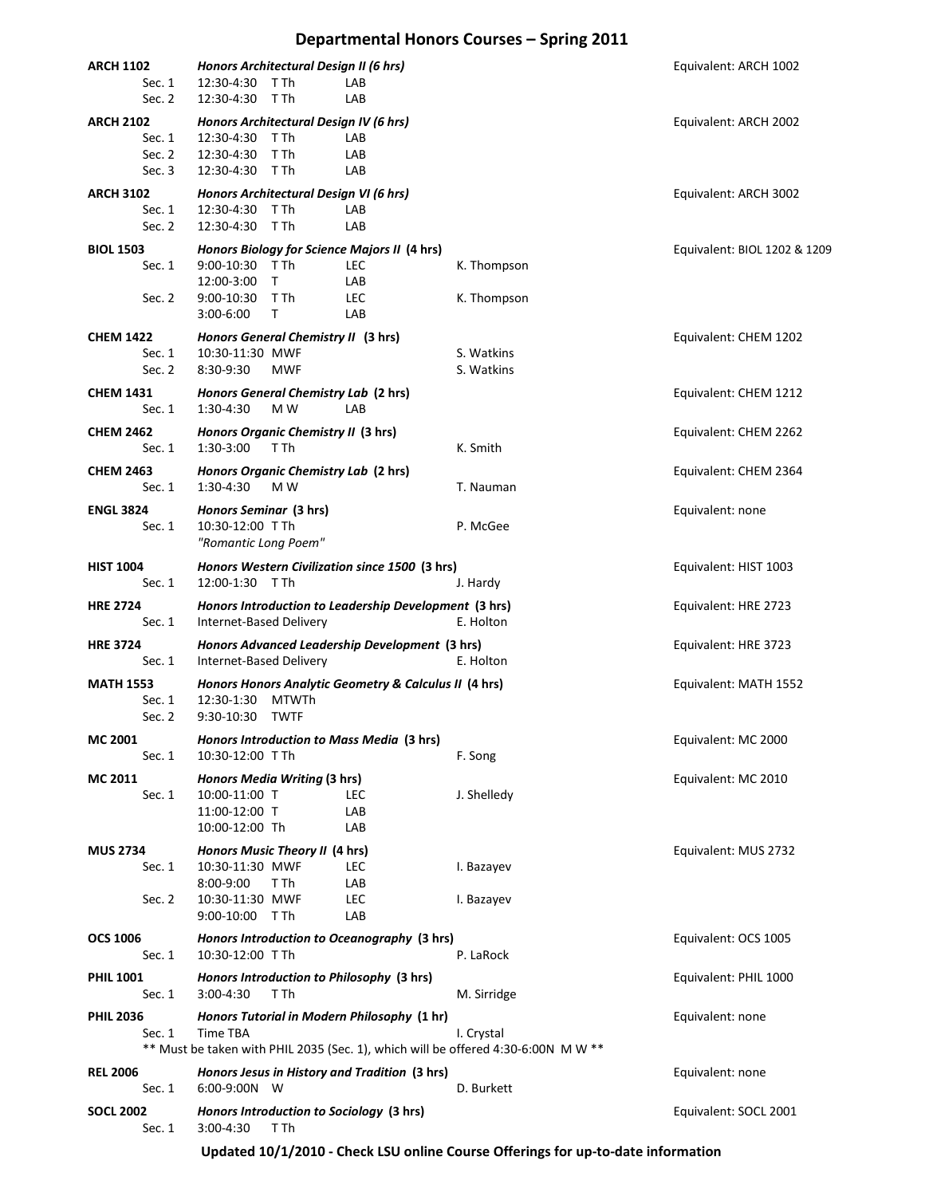# Departmental Honors Courses – Spring 2011

| Course | Section / Time | Days | Type | Instructor | Equivalent |
|---|---|---|---|---|---|
| **ARCH 1102** | ***Honors Architectural Design II (6 hrs)*** | | | | Equivalent: ARCH 1002 |
| Sec. 1 | 12:30-4:30 | T Th | LAB | | |
| Sec. 2 | 12:30-4:30 | T Th | LAB | | |
| **ARCH 2102** | ***Honors Architectural Design IV (6 hrs)*** | | | | Equivalent: ARCH 2002 |
| Sec. 1 | 12:30-4:30 | T Th | LAB | | |
| Sec. 2 | 12:30-4:30 | T Th | LAB | | |
| Sec. 3 | 12:30-4:30 | T Th | LAB | | |
| **ARCH 3102** | ***Honors Architectural Design VI (6 hrs)*** | | | | Equivalent: ARCH 3002 |
| Sec. 1 | 12:30-4:30 | T Th | LAB | | |
| Sec. 2 | 12:30-4:30 | T Th | LAB | | |
| **BIOL 1503** | ***Honors Biology for Science Majors II* (4 hrs)** | | | | Equivalent: BIOL 1202 & 1209 |
| Sec. 1 | 9:00-10:30 | T Th | LEC | K. Thompson | |
| | 12:00-3:00 | T | LAB | | |
| Sec. 2 | 9:00-10:30 | T Th | LEC | K. Thompson | |
| | 3:00-6:00 | T | LAB | | |
| **CHEM 1422** | ***Honors General Chemistry II* (3 hrs)** | | | | Equivalent: CHEM 1202 |
| Sec. 1 | 10:30-11:30 | MWF | | S. Watkins | |
| Sec. 2 | 8:30-9:30 | MWF | | S. Watkins | |
| **CHEM 1431** | ***Honors General Chemistry Lab* (2 hrs)** | | | | Equivalent: CHEM 1212 |
| Sec. 1 | 1:30-4:30 | M W | LAB | | |
| **CHEM 2462** | ***Honors Organic Chemistry II* (3 hrs)** | | | | Equivalent: CHEM 2262 |
| Sec. 1 | 1:30-3:00 | T Th | | K. Smith | |
| **CHEM 2463** | ***Honors Organic Chemistry Lab* (2 hrs)** | | | | Equivalent: CHEM 2364 |
| Sec. 1 | 1:30-4:30 | M W | | T. Nauman | |
| **ENGL 3824** | ***Honors Seminar* (3 hrs)** | | | | Equivalent: none |
| Sec. 1 | 10:30-12:00 | T Th | | P. McGee | |
| | *"Romantic Long Poem"* | | | | |
| **HIST 1004** | ***Honors Western Civilization since 1500* (3 hrs)** | | | | Equivalent: HIST 1003 |
| Sec. 1 | 12:00-1:30 | T Th | | J. Hardy | |
| **HRE 2724** | ***Honors Introduction to Leadership Development* (3 hrs)** | | | | Equivalent: HRE 2723 |
| Sec. 1 | Internet-Based Delivery | | | E. Holton | |
| **HRE 3724** | ***Honors Advanced Leadership Development* (3 hrs)** | | | | Equivalent: HRE 3723 |
| Sec. 1 | Internet-Based Delivery | | | E. Holton | |
| **MATH 1553** | ***Honors Honors Analytic Geometry & Calculus II* (4 hrs)** | | | | Equivalent: MATH 1552 |
| Sec. 1 | 12:30-1:30 | MTWTh | | | |
| Sec. 2 | 9:30-10:30 | TWTF | | | |
| **MC 2001** | ***Honors Introduction to Mass Media* (3 hrs)** | | | | Equivalent: MC 2000 |
| Sec. 1 | 10:30-12:00 | T Th | | F. Song | |
| **MC 2011** | ***Honors Media Writing* (3 hrs)** | | | | Equivalent: MC 2010 |
| Sec. 1 | 10:00-11:00 | T | LEC | J. Shelledy | |
| | 11:00-12:00 | T | LAB | | |
| | 10:00-12:00 | Th | LAB | | |
| **MUS 2734** | ***Honors Music Theory II* (4 hrs)** | | | | Equivalent: MUS 2732 |
| Sec. 1 | 10:30-11:30 | MWF | LEC | I. Bazayev | |
| | 8:00-9:00 | T Th | LAB | | |
| Sec. 2 | 10:30-11:30 | MWF | LEC | I. Bazayev | |
| | 9:00-10:00 | T Th | LAB | | |
| **OCS 1006** | ***Honors Introduction to Oceanography* (3 hrs)** | | | | Equivalent: OCS 1005 |
| Sec. 1 | 10:30-12:00 | T Th | | P. LaRock | |
| **PHIL 1001** | ***Honors Introduction to Philosophy* (3 hrs)** | | | | Equivalent: PHIL 1000 |
| Sec. 1 | 3:00-4:30 | T Th | | M. Sirridge | |
| **PHIL 2036** | ***Honors Tutorial in Modern Philosophy* (1 hr)** | | | | Equivalent: none |
| Sec. 1 | Time TBA | | | I. Crystal | |
| | ** Must be taken with PHIL 2035 (Sec. 1), which will be offered 4:30-6:00N M W ** | | | | |
| **REL 2006** | ***Honors Jesus in History and Tradition* (3 hrs)** | | | | Equivalent: none |
| Sec. 1 | 6:00-9:00N | W | | D. Burkett | |
| **SOCL 2002** | ***Honors Introduction to Sociology* (3 hrs)** | | | | Equivalent: SOCL 2001 |
| Sec. 1 | 3:00-4:30 | T Th | | | |

**Updated 10/1/2010 - Check LSU online Course Offerings for up-to-date information**